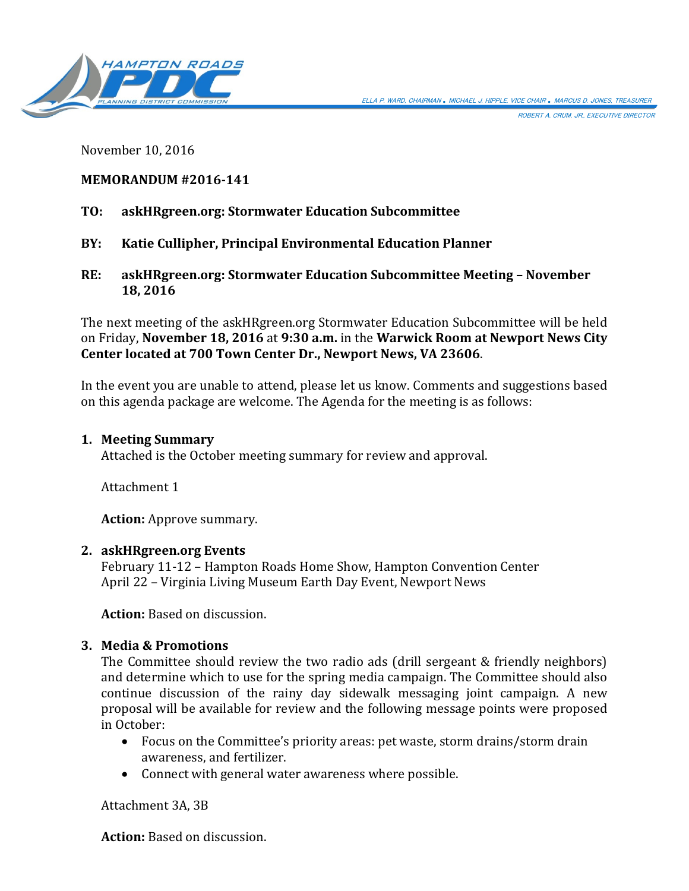HAMPTON ROADS PDC
PLANNING DISTRICT COMMISSION

ELLA P. WARD, CHAIRMAN • MICHAEL J. HIPPLE, VICE CHAIR • MARCUS D. JONES, TREASURER
ROBERT A. CRUM, JR., EXECUTIVE DIRECTOR

November 10, 2016

**MEMORANDUM #2016-141**

**TO:** **askHRgreen.org: Stormwater Education Subcommittee**

**BY:** **Katie Cullipher, Principal Environmental Education Planner**

**RE:** **askHRgreen.org: Stormwater Education Subcommittee Meeting – November 18, 2016**

The next meeting of the askHRgreen.org Stormwater Education Subcommittee will be held on Friday, **November 18, 2016** at **9:30 a.m.** in the **Warwick Room at Newport News City Center located at 700 Town Center Dr., Newport News, VA 23606**.

In the event you are unable to attend, please let us know. Comments and suggestions based on this agenda package are welcome. The Agenda for the meeting is as follows:

1. **Meeting Summary**
   Attached is the October meeting summary for review and approval.

   Attachment 1

   **Action:** Approve summary.

2. **askHRgreen.org Events**
   February 11-12 – Hampton Roads Home Show, Hampton Convention Center
   April 22 – Virginia Living Museum Earth Day Event, Newport News

   **Action:** Based on discussion.

3. **Media & Promotions**
   The Committee should review the two radio ads (drill sergeant & friendly neighbors) and determine which to use for the spring media campaign. The Committee should also continue discussion of the rainy day sidewalk messaging joint campaign. A new proposal will be available for review and the following message points were proposed in October:
   - Focus on the Committee's priority areas: pet waste, storm drains/storm drain awareness, and fertilizer.
   - Connect with general water awareness where possible.

   Attachment 3A, 3B

   **Action:** Based on discussion.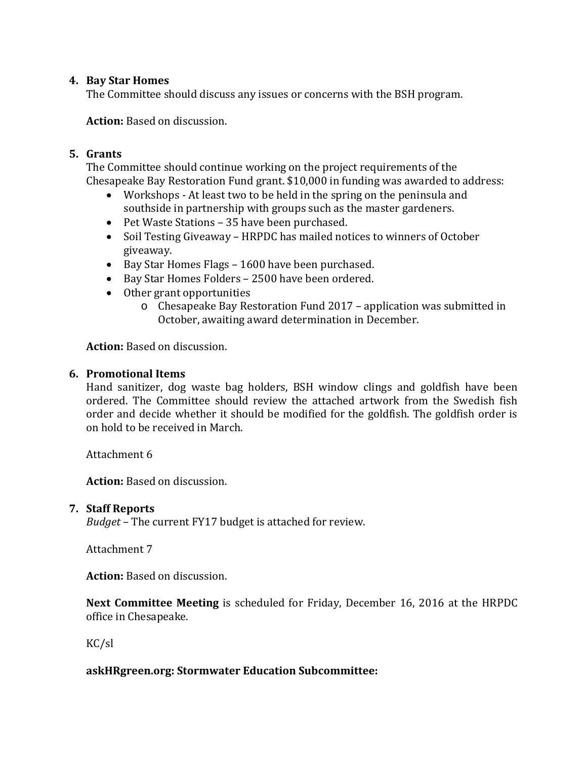4. **Bay Star Homes**
   The Committee should discuss any issues or concerns with the BSH program.

   **Action:** Based on discussion.

5. **Grants**
   The Committee should continue working on the project requirements of the Chesapeake Bay Restoration Fund grant. $10,000 in funding was awarded to address:
   - Workshops - At least two to be held in the spring on the peninsula and southside in partnership with groups such as the master gardeners.
   - Pet Waste Stations – 35 have been purchased.
   - Soil Testing Giveaway – HRPDC has mailed notices to winners of October giveaway.
   - Bay Star Homes Flags – 1600 have been purchased.
   - Bay Star Homes Folders – 2500 have been ordered.
   - Other grant opportunities
     - Chesapeake Bay Restoration Fund 2017 – application was submitted in October, awaiting award determination in December.

   **Action:** Based on discussion.

6. **Promotional Items**
   Hand sanitizer, dog waste bag holders, BSH window clings and goldfish have been ordered. The Committee should review the attached artwork from the Swedish fish order and decide whether it should be modified for the goldfish. The goldfish order is on hold to be received in March.

   Attachment 6

   **Action:** Based on discussion.

7. **Staff Reports**
   *Budget* – The current FY17 budget is attached for review.

   Attachment 7

   **Action:** Based on discussion.

   **Next Committee Meeting** is scheduled for Friday, December 16, 2016 at the HRPDC office in Chesapeake.

   KC/sl

   **askHRgreen.org: Stormwater Education Subcommittee:**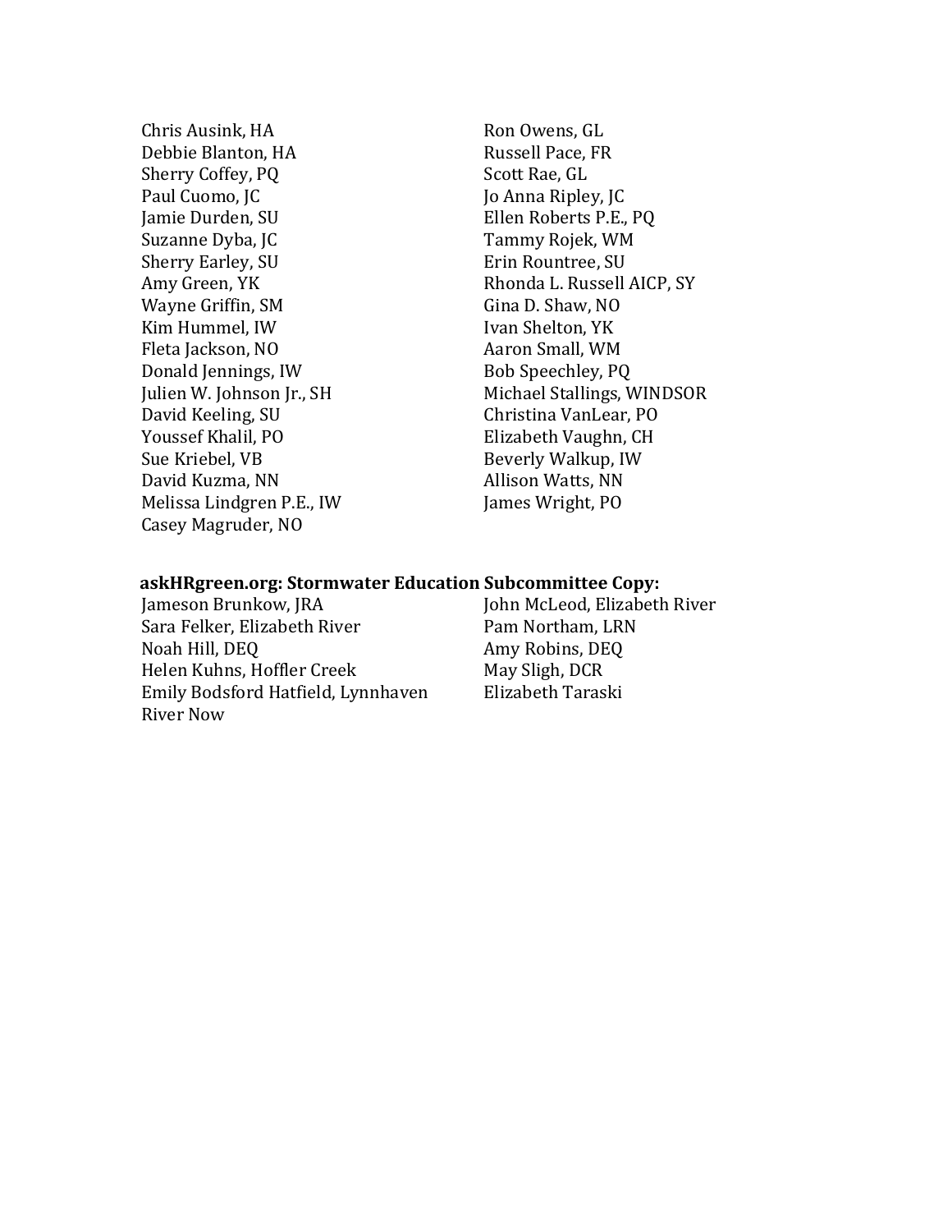Chris Ausink, HA
Debbie Blanton, HA
Sherry Coffey, PQ
Paul Cuomo, JC
Jamie Durden, SU
Suzanne Dyba, JC
Sherry Earley, SU
Amy Green, YK
Wayne Griffin, SM
Kim Hummel, IW
Fleta Jackson, NO
Donald Jennings, IW
Julien W. Johnson Jr., SH
David Keeling, SU
Youssef Khalil, PO
Sue Kriebel, VB
David Kuzma, NN
Melissa Lindgren P.E., IW
Casey Magruder, NO
Ron Owens, GL
Russell Pace, FR
Scott Rae, GL
Jo Anna Ripley, JC
Ellen Roberts P.E., PQ
Tammy Rojek, WM
Erin Rountree, SU
Rhonda L. Russell AICP, SY
Gina D. Shaw, NO
Ivan Shelton, YK
Aaron Small, WM
Bob Speechley, PQ
Michael Stallings, WINDSOR
Christina VanLear, PO
Elizabeth Vaughn, CH
Beverly Walkup, IW
Allison Watts, NN
James Wright, PO

**askHRgreen.org: Stormwater Education Subcommittee Copy:**

Jameson Brunkow, JRA
Sara Felker, Elizabeth River
Noah Hill, DEQ
Helen Kuhns, Hoffler Creek
Emily Bodsford Hatfield, Lynnhaven River Now
John McLeod, Elizabeth River
Pam Northam, LRN
Amy Robins, DEQ
May Sligh, DCR
Elizabeth Taraski